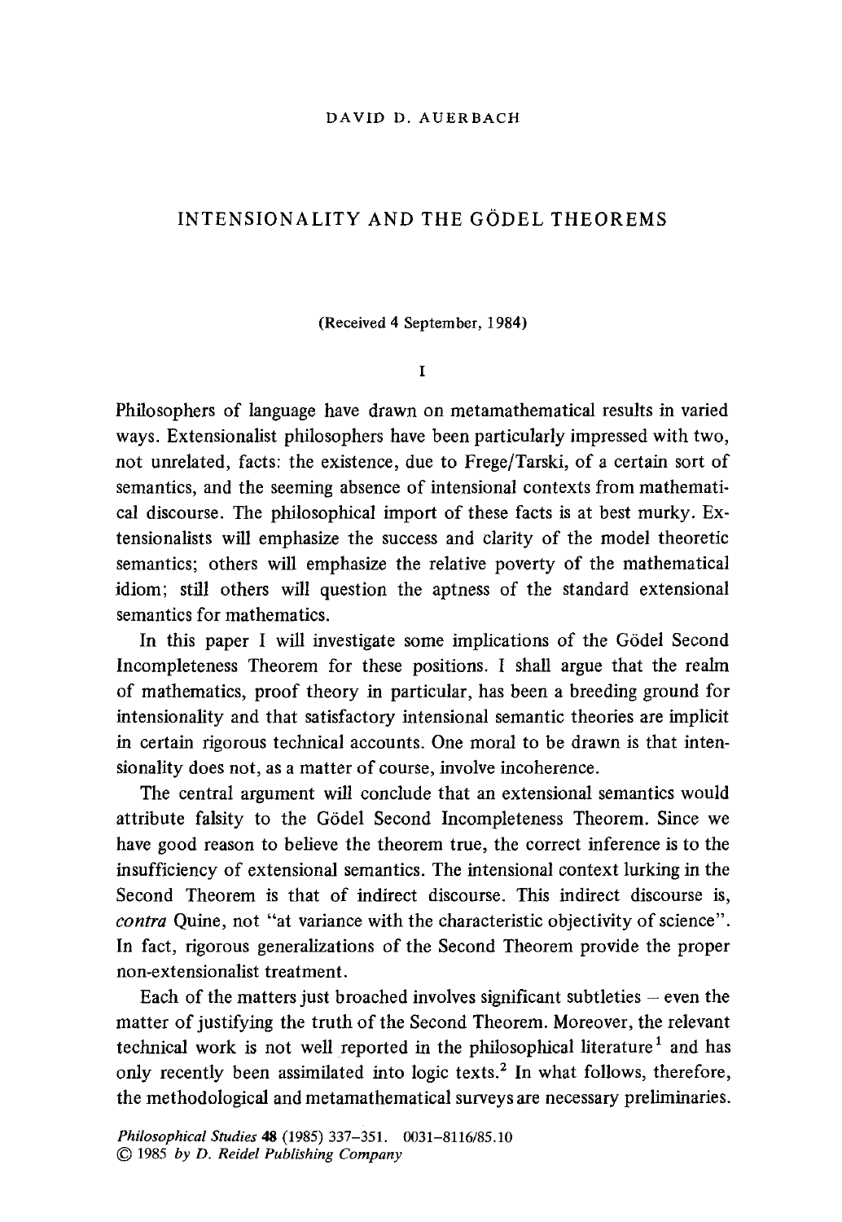DAVID D. AUERBACH

# INTENSIONALITY AND THE GÖDEL THEOREMS

(Received 4 September, 1984)

## I

Philosophers of language have drawn on metamathematical results in varied ways. Extensionalist philosophers have been particularly impressed with two, not unrelated, facts: the existence, due to Frege/Tarski, of a certain sort of semantics, and the seeming absence of intensional contexts from mathematical discourse. The philosophical import of these facts is at best murky. Extensionalists will emphasize the success and clarity of the model theoretic semantics; others will emphasize the relative poverty of the mathematical idiom; still others will question the aptness of the standard extensional semantics for mathematics.

In this paper I will investigate some implications of the Gödel Second Incompleteness Theorem for these positions. I shall argue that the realm of mathematics, proof theory in particular, has been a breeding ground for intensionality and that satisfactory intensional semantic theories are implicit in certain rigorous technical accounts. One moral to be drawn is that intensionality does not, as a matter of course, involve incoherence.

The central argument will conclude that an extensional semantics would attribute falsity to the Gödel Second Incompleteness Theorem. Since we have good reason to believe the theorem true, the correct inference is to the insufficiency of extensional semantics. The intensional context lurking in the Second Theorem is that of indirect discourse. This indirect discourse is, *contra* Quine, not "at variance with the characteristic objectivity of science". In fact, rigorous generalizations of the Second Theorem provide the proper non-extensionalist treatment.

Each of the matters just broached involves significant subtleties – even the matter of justifying the truth of the Second Theorem. Moreover, the relevant technical work is not well reported in the philosophical literature[1] and has only recently been assimilated into logic texts.[2] In what follows, therefore, the methodological and metamathematical surveys are necessary preliminaries.

*Philosophical Studies* **48** (1985) 337–351. 0031–8116/85.10
© 1985 *by D. Reidel Publishing Company*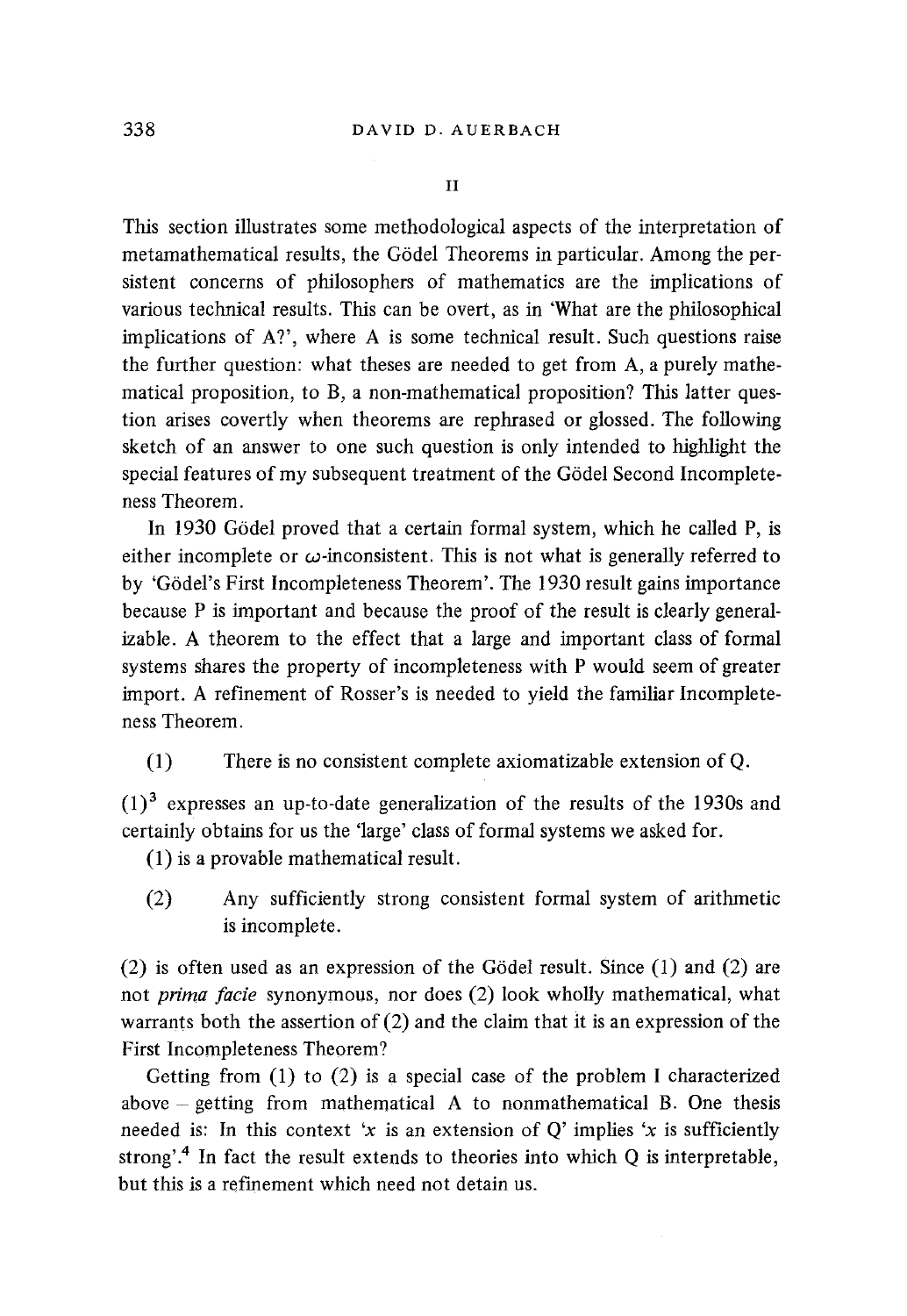## II

This section illustrates some methodological aspects of the interpretation of metamathematical results, the Gödel Theorems in particular. Among the persistent concerns of philosophers of mathematics are the implications of various technical results. This can be overt, as in 'What are the philosophical implications of A?', where A is some technical result. Such questions raise the further question: what theses are needed to get from A, a purely mathematical proposition, to B, a non-mathematical proposition? This latter question arises covertly when theorems are rephrased or glossed. The following sketch of an answer to one such question is only intended to highlight the special features of my subsequent treatment of the Gödel Second Incompleteness Theorem.

In 1930 Gödel proved that a certain formal system, which he called P, is either incomplete or $\omega$-inconsistent. This is not what is generally referred to by 'Gödel's First Incompleteness Theorem'. The 1930 result gains importance because P is important and because the proof of the result is clearly generalizable. A theorem to the effect that a large and important class of formal systems shares the property of incompleteness with P would seem of greater import. A refinement of Rosser's is needed to yield the familiar Incompleteness Theorem.

(1) There is no consistent complete axiomatizable extension of Q.

(1)[3] expresses an up-to-date generalization of the results of the 1930s and certainly obtains for us the 'large' class of formal systems we asked for.

(1) is a provable mathematical result.

(2) Any sufficiently strong consistent formal system of arithmetic is incomplete.

(2) is often used as an expression of the Gödel result. Since (1) and (2) are not *prima facie* synonymous, nor does (2) look wholly mathematical, what warrants both the assertion of (2) and the claim that it is an expression of the First Incompleteness Theorem?

Getting from (1) to (2) is a special case of the problem I characterized above – getting from mathematical A to nonmathematical B. One thesis needed is: In this context '$x$ is an extension of Q' implies '$x$ is sufficiently strong'.[4] In fact the result extends to theories into which Q is interpretable, but this is a refinement which need not detain us.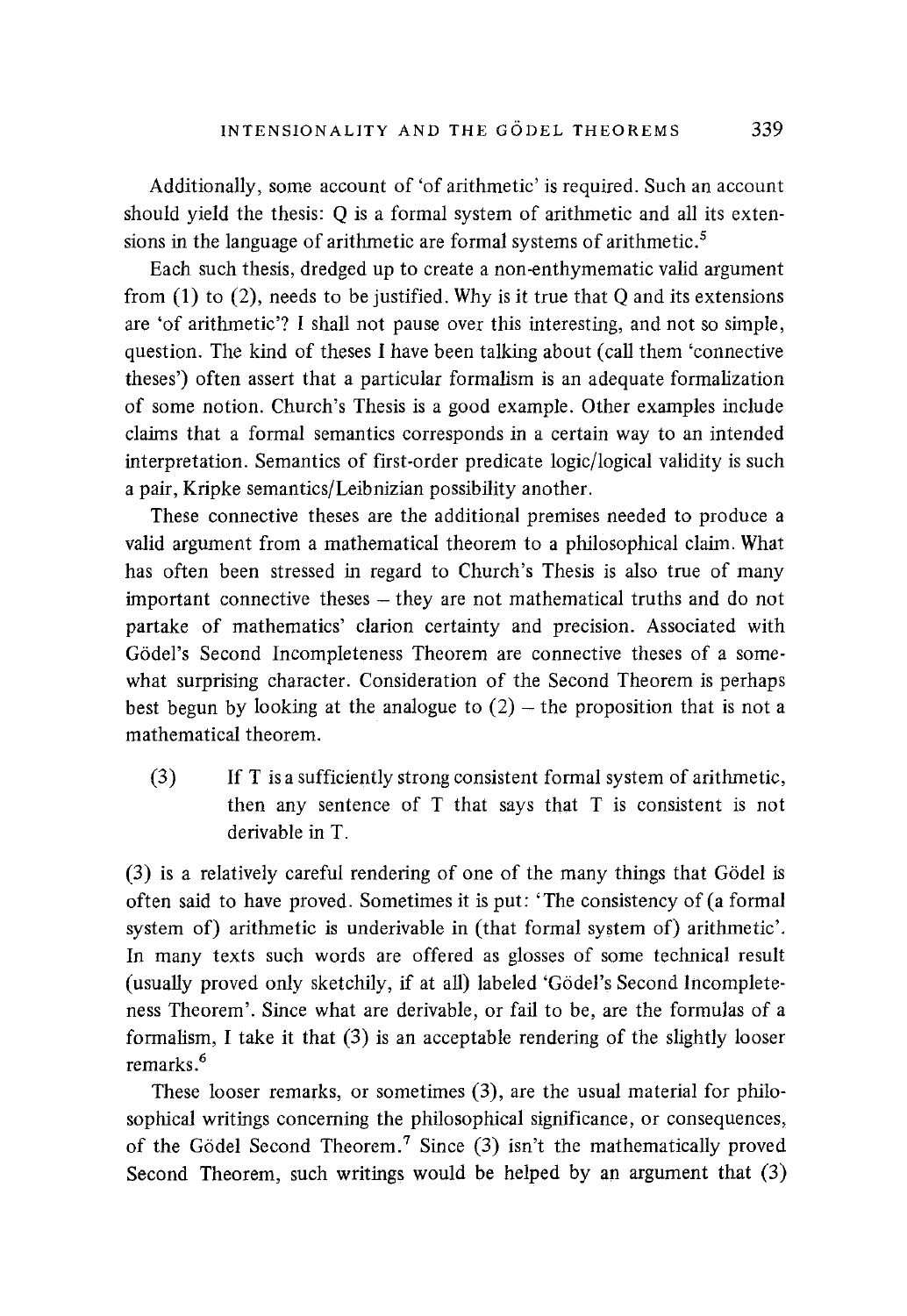Additionally, some account of 'of arithmetic' is required. Such an account should yield the thesis: Q is a formal system of arithmetic and all its extensions in the language of arithmetic are formal systems of arithmetic.[5]

Each such thesis, dredged up to create a non-enthymematic valid argument from (1) to (2), needs to be justified. Why is it true that Q and its extensions are 'of arithmetic'? I shall not pause over this interesting, and not so simple, question. The kind of theses I have been talking about (call them 'connective theses') often assert that a particular formalism is an adequate formalization of some notion. Church's Thesis is a good example. Other examples include claims that a formal semantics corresponds in a certain way to an intended interpretation. Semantics of first-order predicate logic/logical validity is such a pair, Kripke semantics/Leibnizian possibility another.

These connective theses are the additional premises needed to produce a valid argument from a mathematical theorem to a philosophical claim. What has often been stressed in regard to Church's Thesis is also true of many important connective theses – they are not mathematical truths and do not partake of mathematics' clarion certainty and precision. Associated with Gödel's Second Incompleteness Theorem are connective theses of a somewhat surprising character. Consideration of the Second Theorem is perhaps best begun by looking at the analogue to (2) – the proposition that is not a mathematical theorem.

(3) If T is a sufficiently strong consistent formal system of arithmetic, then any sentence of T that says that T is consistent is not derivable in T.

(3) is a relatively careful rendering of one of the many things that Gödel is often said to have proved. Sometimes it is put: 'The consistency of (a formal system of) arithmetic is underivable in (that formal system of) arithmetic'. In many texts such words are offered as glosses of some technical result (usually proved only sketchily, if at all) labeled 'Gödel's Second Incompleteness Theorem'. Since what are derivable, or fail to be, are the formulas of a formalism, I take it that (3) is an acceptable rendering of the slightly looser remarks.[6]

These looser remarks, or sometimes (3), are the usual material for philosophical writings concerning the philosophical significance, or consequences, of the Gödel Second Theorem.[7] Since (3) isn't the mathematically proved Second Theorem, such writings would be helped by an argument that (3)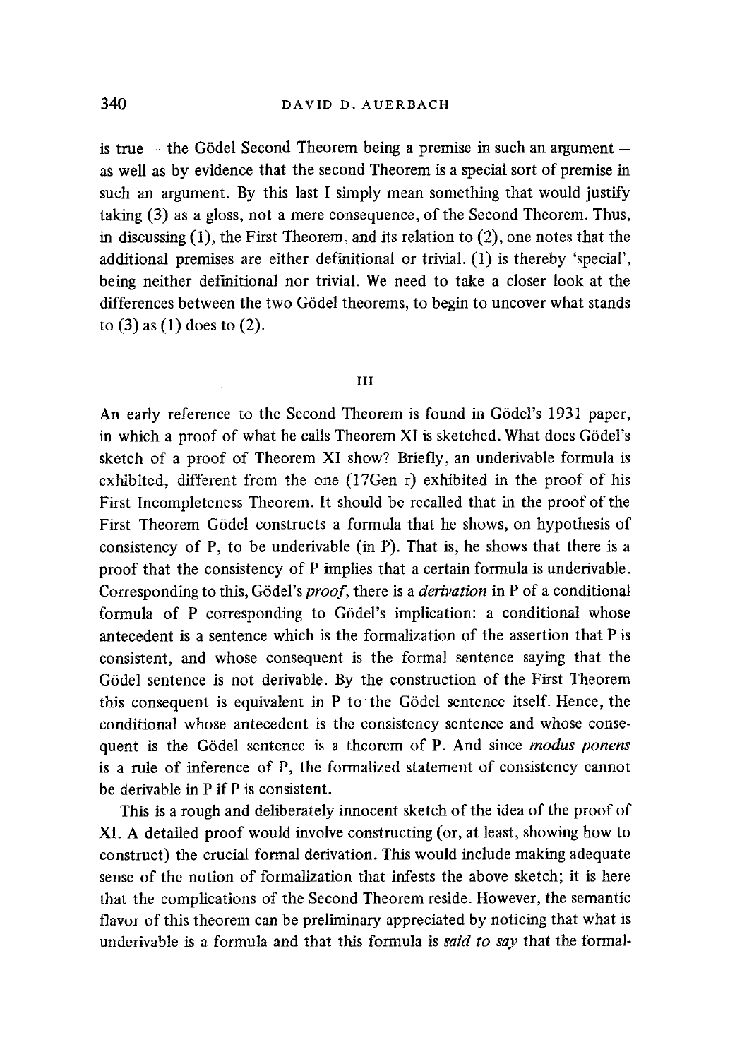is true – the Gödel Second Theorem being a premise in such an argument – as well as by evidence that the second Theorem is a special sort of premise in such an argument. By this last I simply mean something that would justify taking (3) as a gloss, not a mere consequence, of the Second Theorem. Thus, in discussing (1), the First Theorem, and its relation to (2), one notes that the additional premises are either definitional or trivial. (1) is thereby 'special', being neither definitional nor trivial. We need to take a closer look at the differences between the two Gödel theorems, to begin to uncover what stands to (3) as (1) does to (2).

## III

An early reference to the Second Theorem is found in Gödel's 1931 paper, in which a proof of what he calls Theorem XI is sketched. What does Gödel's sketch of a proof of Theorem XI show? Briefly, an underivable formula is exhibited, different from the one (17Gen r) exhibited in the proof of his First Incompleteness Theorem. It should be recalled that in the proof of the First Theorem Gödel constructs a formula that he shows, on hypothesis of consistency of P, to be underivable (in P). That is, he shows that there is a proof that the consistency of P implies that a certain formula is underivable. Corresponding to this, Gödel's *proof*, there is a *derivation* in P of a conditional formula of P corresponding to Gödel's implication: a conditional whose antecedent is a sentence which is the formalization of the assertion that P is consistent, and whose consequent is the formal sentence saying that the Gödel sentence is not derivable. By the construction of the First Theorem this consequent is equivalent in P to the Gödel sentence itself. Hence, the conditional whose antecedent is the consistency sentence and whose consequent is the Gödel sentence is a theorem of P. And since *modus ponens* is a rule of inference of P, the formalized statement of consistency cannot be derivable in P if P is consistent.

This is a rough and deliberately innocent sketch of the idea of the proof of XI. A detailed proof would involve constructing (or, at least, showing how to construct) the crucial formal derivation. This would include making adequate sense of the notion of formalization that infests the above sketch; it is here that the complications of the Second Theorem reside. However, the semantic flavor of this theorem can be preliminary appreciated by noticing that what is underivable is a formula and that this formula is *said to say* that the formal-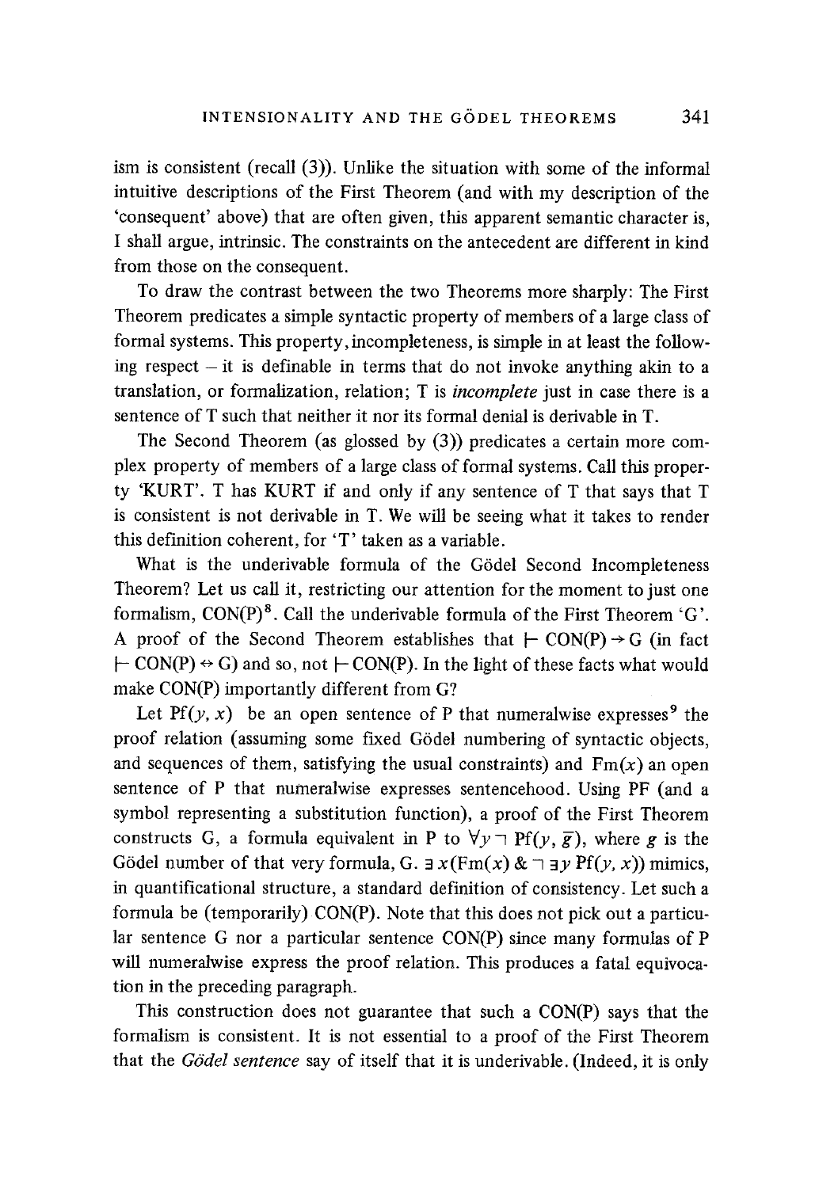ism is consistent (recall (3)). Unlike the situation with some of the informal intuitive descriptions of the First Theorem (and with my description of the 'consequent' above) that are often given, this apparent semantic character is, I shall argue, intrinsic. The constraints on the antecedent are different in kind from those on the consequent.

To draw the contrast between the two Theorems more sharply: The First Theorem predicates a simple syntactic property of members of a large class of formal systems. This property, incompleteness, is simple in at least the following respect – it is definable in terms that do not invoke anything akin to a translation, or formalization, relation; T is *incomplete* just in case there is a sentence of T such that neither it nor its formal denial is derivable in T.

The Second Theorem (as glossed by (3)) predicates a certain more complex property of members of a large class of formal systems. Call this property 'KURT'. T has KURT if and only if any sentence of T that says that T is consistent is not derivable in T. We will be seeing what it takes to render this definition coherent, for 'T' taken as a variable.

What is the underivable formula of the Gödel Second Incompleteness Theorem? Let us call it, restricting our attention for the moment to just one formalism, CON(P)[8]. Call the underivable formula of the First Theorem 'G'. A proof of the Second Theorem establishes that $\vdash \text{CON(P)} \rightarrow \text{G}$ (in fact $\vdash \text{CON(P)} \leftrightarrow \text{G}$) and so, not $\vdash \text{CON(P)}$. In the light of these facts what would make CON(P) importantly different from G?

Let $\text{Pf}(y, x)$ be an open sentence of P that numeralwise expresses[9] the proof relation (assuming some fixed Gödel numbering of syntactic objects, and sequences of them, satisfying the usual constraints) and $\text{Fm}(x)$ an open sentence of P that numeralwise expresses sentencehood. Using PF (and a symbol representing a substitution function), a proof of the First Theorem constructs G, a formula equivalent in P to $\forall y \neg \text{Pf}(y, \bar{g})$, where $g$ is the Gödel number of that very formula, G. $\exists x(\text{Fm}(x) \,\&\, \neg \exists y\, \text{Pf}(y, x))$ mimics, in quantificational structure, a standard definition of consistency. Let such a formula be (temporarily) CON(P). Note that this does not pick out a particular sentence G nor a particular sentence CON(P) since many formulas of P will numeralwise express the proof relation. This produces a fatal equivocation in the preceding paragraph.

This construction does not guarantee that such a CON(P) says that the formalism is consistent. It is not essential to a proof of the First Theorem that the *Gödel sentence* say of itself that it is underivable. (Indeed, it is only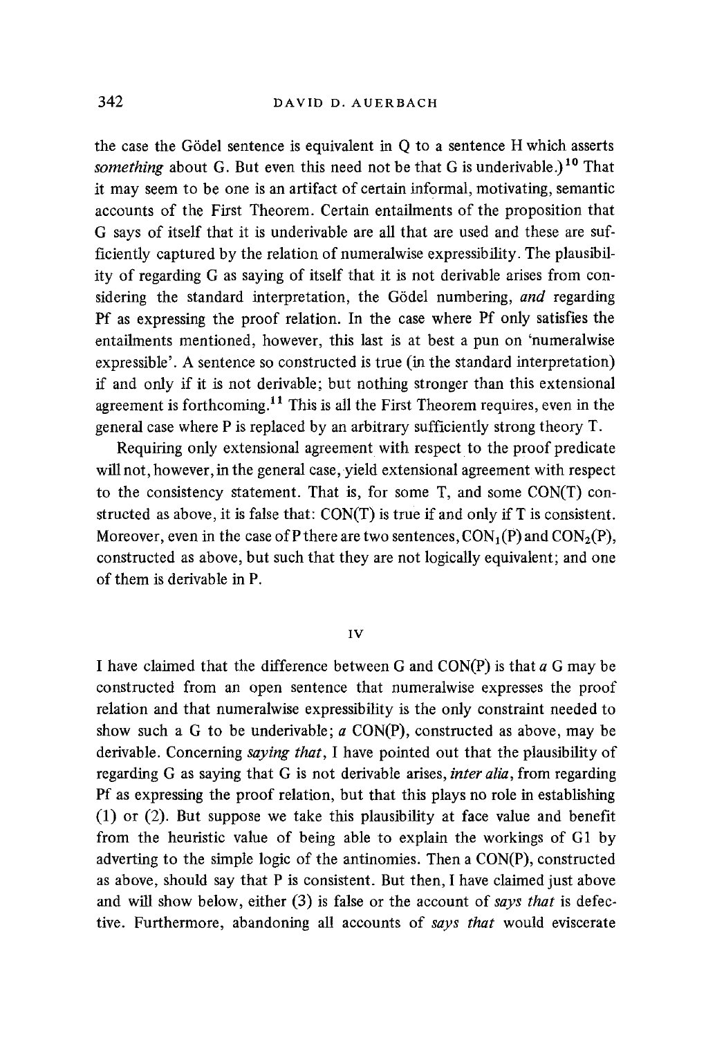the case the Gödel sentence is equivalent in Q to a sentence H which asserts *something* about G. But even this need not be that G is underivable.)[10] That it may seem to be one is an artifact of certain informal, motivating, semantic accounts of the First Theorem. Certain entailments of the proposition that G says of itself that it is underivable are all that are used and these are sufficiently captured by the relation of numeralwise expressibility. The plausibility of regarding G as saying of itself that it is not derivable arises from considering the standard interpretation, the Gödel numbering, *and* regarding Pf as expressing the proof relation. In the case where Pf only satisfies the entailments mentioned, however, this last is at best a pun on 'numeralwise expressible'. A sentence so constructed is true (in the standard interpretation) if and only if it is not derivable; but nothing stronger than this extensional agreement is forthcoming.[11] This is all the First Theorem requires, even in the general case where P is replaced by an arbitrary sufficiently strong theory T.

Requiring only extensional agreement with respect to the proof predicate will not, however, in the general case, yield extensional agreement with respect to the consistency statement. That is, for some T, and some CON(T) constructed as above, it is false that: CON(T) is true if and only if T is consistent. Moreover, even in the case of P there are two sentences, $\text{CON}_1(\text{P})$ and $\text{CON}_2(\text{P})$, constructed as above, but such that they are not logically equivalent; and one of them is derivable in P.

## IV

I have claimed that the difference between G and CON(P) is that *a* G may be constructed from an open sentence that numeralwise expresses the proof relation and that numeralwise expressibility is the only constraint needed to show such a G to be underivable; *a* CON(P), constructed as above, may be derivable. Concerning *saying that*, I have pointed out that the plausibility of regarding G as saying that G is not derivable arises, *inter alia*, from regarding Pf as expressing the proof relation, but that this plays no role in establishing (1) or (2). But suppose we take this plausibility at face value and benefit from the heuristic value of being able to explain the workings of G1 by adverting to the simple logic of the antinomies. Then a CON(P), constructed as above, should say that P is consistent. But then, I have claimed just above and will show below, either (3) is false or the account of *says that* is defective. Furthermore, abandoning all accounts of *says that* would eviscerate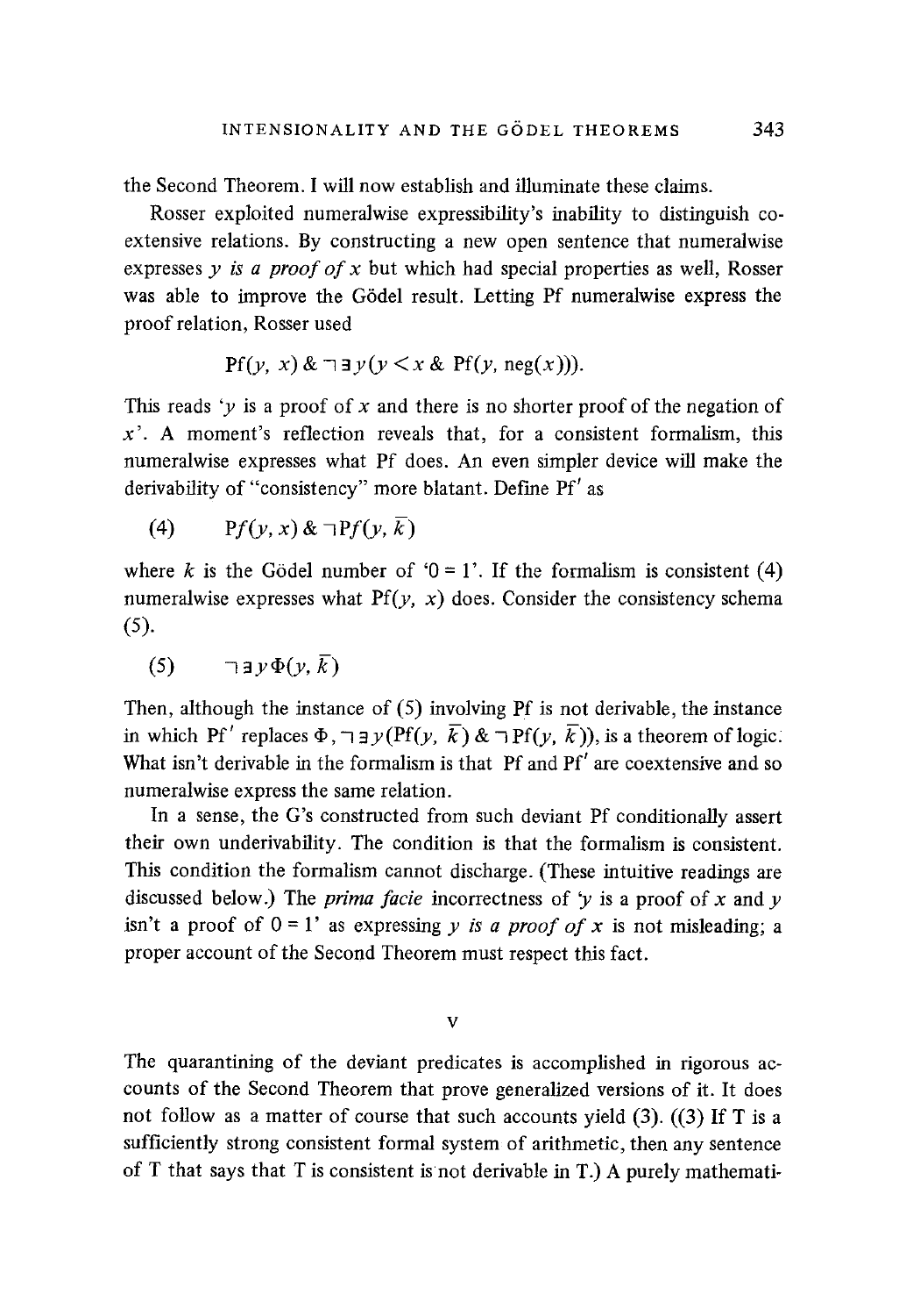the Second Theorem. I will now establish and illuminate these claims.

Rosser exploited numeralwise expressibility's inability to distinguish co-extensive relations. By constructing a new open sentence that numeralwise expresses *y is a proof of x* but which had special properties as well, Rosser was able to improve the Gödel result. Letting Pf numeralwise express the proof relation, Rosser used

$$\mathrm{Pf}(y, x) \;\&\; \neg\exists y(y < x \;\&\; \mathrm{Pf}(y, \mathrm{neg}(x))).$$

This reads '$y$ is a proof of $x$ and there is no shorter proof of the negation of $x$'. A moment's reflection reveals that, for a consistent formalism, this numeralwise expresses what Pf does. An even simpler device will make the derivability of "consistency" more blatant. Define Pf′ as

$$(4) \qquad \mathrm{P}f(y, x) \;\&\; \neg\mathrm{P}f(y, \bar{k})$$

where $k$ is the Gödel number of '$0 = 1$'. If the formalism is consistent (4) numeralwise expresses what $\mathrm{Pf}(y, x)$ does. Consider the consistency schema (5).

$$(5) \qquad \neg\exists y \Phi(y, \bar{k})$$

Then, although the instance of (5) involving Pf is not derivable, the instance in which Pf′ replaces $\Phi$, $\neg\exists y(\mathrm{Pf}(y, \bar{k}) \;\&\; \neg\mathrm{Pf}(y, \bar{k}))$, is a theorem of logic. What isn't derivable in the formalism is that Pf and Pf′ are coextensive and so numeralwise express the same relation.

In a sense, the G's constructed from such deviant Pf conditionally assert their own underivability. The condition is that the formalism is consistent. This condition the formalism cannot discharge. (These intuitive readings are discussed below.) The *prima facie* incorrectness of '$y$ is a proof of $x$ and $y$ isn't a proof of $0 = 1$' as expressing *y is a proof of x* is not misleading; a proper account of the Second Theorem must respect this fact.

## V

The quarantining of the deviant predicates is accomplished in rigorous accounts of the Second Theorem that prove generalized versions of it. It does not follow as a matter of course that such accounts yield (3). ((3) If T is a sufficiently strong consistent formal system of arithmetic, then any sentence of T that says that T is consistent is not derivable in T.) A purely mathemati-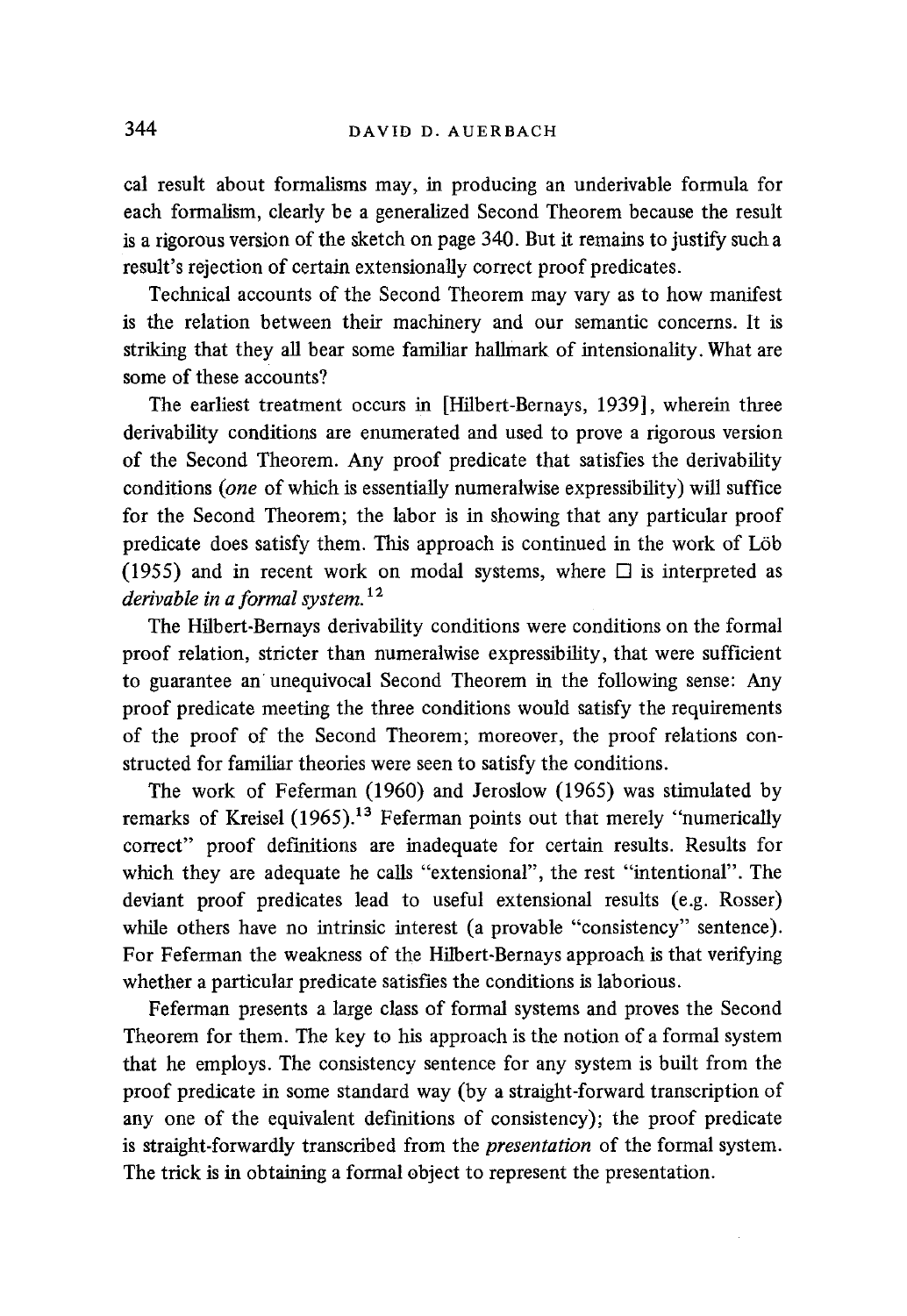cal result about formalisms may, in producing an underivable formula for each formalism, clearly be a generalized Second Theorem because the result is a rigorous version of the sketch on page 340. But it remains to justify such a result's rejection of certain extensionally correct proof predicates.

Technical accounts of the Second Theorem may vary as to how manifest is the relation between their machinery and our semantic concerns. It is striking that they all bear some familiar hallmark of intensionality. What are some of these accounts?

The earliest treatment occurs in [Hilbert-Bernays, 1939], wherein three derivability conditions are enumerated and used to prove a rigorous version of the Second Theorem. Any proof predicate that satisfies the derivability conditions (*one* of which is essentially numeralwise expressibility) will suffice for the Second Theorem; the labor is in showing that any particular proof predicate does satisfy them. This approach is continued in the work of Löb (1955) and in recent work on modal systems, where $\Box$ is interpreted as *derivable in a formal system.*[12]

The Hilbert-Bernays derivability conditions were conditions on the formal proof relation, stricter than numeralwise expressibility, that were sufficient to guarantee an unequivocal Second Theorem in the following sense: Any proof predicate meeting the three conditions would satisfy the requirements of the proof of the Second Theorem; moreover, the proof relations constructed for familiar theories were seen to satisfy the conditions.

The work of Feferman (1960) and Jeroslow (1965) was stimulated by remarks of Kreisel (1965).[13] Feferman points out that merely "numerically correct" proof definitions are inadequate for certain results. Results for which they are adequate he calls "extensional", the rest "intentional". The deviant proof predicates lead to useful extensional results (e.g. Rosser) while others have no intrinsic interest (a provable "consistency" sentence). For Feferman the weakness of the Hilbert-Bernays approach is that verifying whether a particular predicate satisfies the conditions is laborious.

Feferman presents a large class of formal systems and proves the Second Theorem for them. The key to his approach is the notion of a formal system that he employs. The consistency sentence for any system is built from the proof predicate in some standard way (by a straight-forward transcription of any one of the equivalent definitions of consistency); the proof predicate is straight-forwardly transcribed from the *presentation* of the formal system. The trick is in obtaining a formal object to represent the presentation.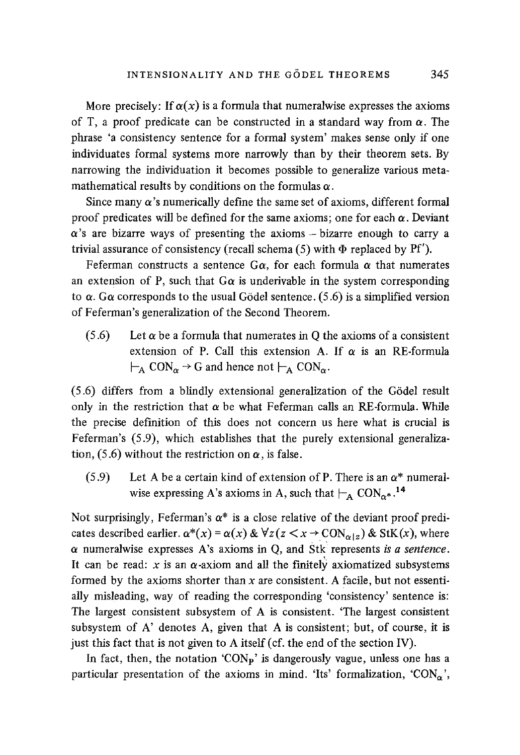More precisely: If $\alpha(x)$ is a formula that numeralwise expresses the axioms of T, a proof predicate can be constructed in a standard way from $\alpha$. The phrase 'a consistency sentence for a formal system' makes sense only if one individuates formal systems more narrowly than by their theorem sets. By narrowing the individuation it becomes possible to generalize various metamathematical results by conditions on the formulas $\alpha$.

Since many $\alpha$'s numerically define the same set of axioms, different formal proof predicates will be defined for the same axioms; one for each $\alpha$. Deviant $\alpha$'s are bizarre ways of presenting the axioms – bizarre enough to carry a trivial assurance of consistency (recall schema (5) with $\Phi$ replaced by Pf′).

Feferman constructs a sentence $G\alpha$, for each formula $\alpha$ that numerates an extension of P, such that $G\alpha$ is underivable in the system corresponding to $\alpha$. $G\alpha$ corresponds to the usual Gödel sentence. (5.6) is a simplified version of Feferman's generalization of the Second Theorem.

(5.6) Let $\alpha$ be a formula that numerates in Q the axioms of a consistent extension of P. Call this extension A. If $\alpha$ is an RE-formula $\vdash_A \mathrm{CON}_\alpha \rightarrow G$ and hence not $\vdash_A \mathrm{CON}_\alpha$.

(5.6) differs from a blindly extensional generalization of the Gödel result only in the restriction that $\alpha$ be what Feferman calls an RE-formula. While the precise definition of this does not concern us here what is crucial is Feferman's (5.9), which establishes that the purely extensional generalization, (5.6) without the restriction on $\alpha$, is false.

(5.9) Let A be a certain kind of extension of P. There is an $\alpha^*$ numeralwise expressing A's axioms in A, such that $\vdash_A \mathrm{CON}_{\alpha^*}$.[14]

Not surprisingly, Feferman's $\alpha^*$ is a close relative of the deviant proof predicates described earlier. $\alpha^*(x) = \alpha(x) \,\&\, \forall z (z < x \rightarrow \mathrm{CON}_{\alpha|z}) \,\&\, \mathrm{StK}(x)$, where $\alpha$ numeralwise expresses A's axioms in Q, and StK represents *is a sentence*. It can be read: $x$ is an $\alpha$-axiom and all the finitely axiomatized subsystems formed by the axioms shorter than $x$ are consistent. A facile, but not essentially misleading, way of reading the corresponding 'consistency' sentence is: The largest consistent subsystem of A is consistent. 'The largest consistent subsystem of A' denotes A, given that A is consistent; but, of course, it is just this fact that is not given to A itself (cf. the end of the section IV).

In fact, then, the notation '$\mathrm{CON}_P$' is dangerously vague, unless one has a particular presentation of the axioms in mind. 'Its' formalization, '$\mathrm{CON}_\alpha$',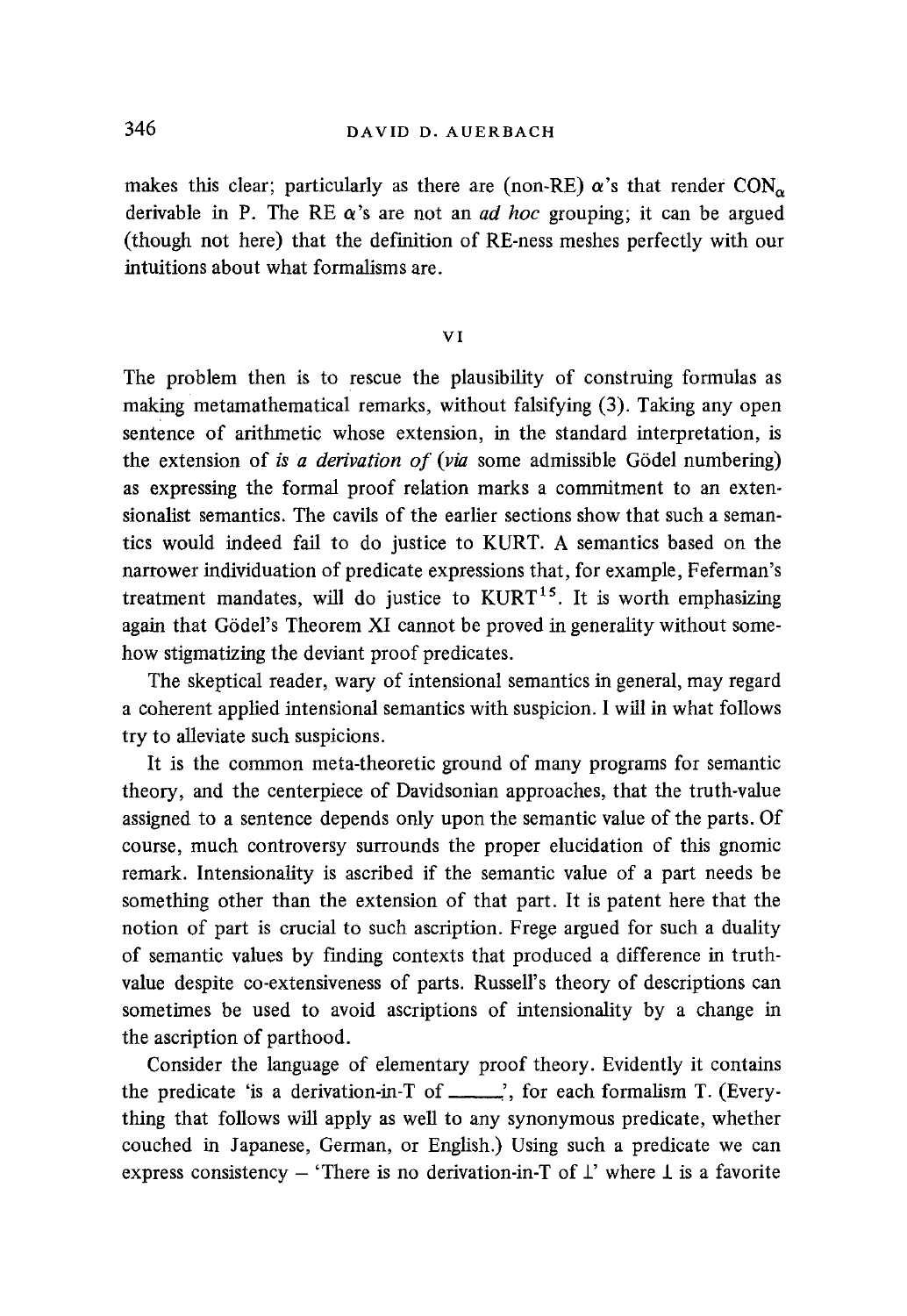makes this clear; particularly as there are (non-RE) $\alpha$'s that render $\mathrm{CON}_\alpha$ derivable in P. The RE $\alpha$'s are not an *ad hoc* grouping; it can be argued (though not here) that the definition of RE-ness meshes perfectly with our intuitions about what formalisms are.

## VI

The problem then is to rescue the plausibility of construing formulas as making metamathematical remarks, without falsifying (3). Taking any open sentence of arithmetic whose extension, in the standard interpretation, is the extension of *is a derivation of* (*via* some admissible Gödel numbering) as expressing the formal proof relation marks a commitment to an extensionalist semantics. The cavils of the earlier sections show that such a semantics would indeed fail to do justice to KURT. A semantics based on the narrower individuation of predicate expressions that, for example, Feferman's treatment mandates, will do justice to KURT[15]. It is worth emphasizing again that Gödel's Theorem XI cannot be proved in generality without somehow stigmatizing the deviant proof predicates.

The skeptical reader, wary of intensional semantics in general, may regard a coherent applied intensional semantics with suspicion. I will in what follows try to alleviate such suspicions.

It is the common meta-theoretic ground of many programs for semantic theory, and the centerpiece of Davidsonian approaches, that the truth-value assigned to a sentence depends only upon the semantic value of the parts. Of course, much controversy surrounds the proper elucidation of this gnomic remark. Intensionality is ascribed if the semantic value of a part needs be something other than the extension of that part. It is patent here that the notion of part is crucial to such ascription. Frege argued for such a duality of semantic values by finding contexts that produced a difference in truth-value despite co-extensiveness of parts. Russell's theory of descriptions can sometimes be used to avoid ascriptions of intensionality by a change in the ascription of parthood.

Consider the language of elementary proof theory. Evidently it contains the predicate 'is a derivation-in-T of \_\_\_\_', for each formalism T. (Everything that follows will apply as well to any synonymous predicate, whether couched in Japanese, German, or English.) Using such a predicate we can express consistency – 'There is no derivation-in-T of $\perp$' where $\perp$ is a favorite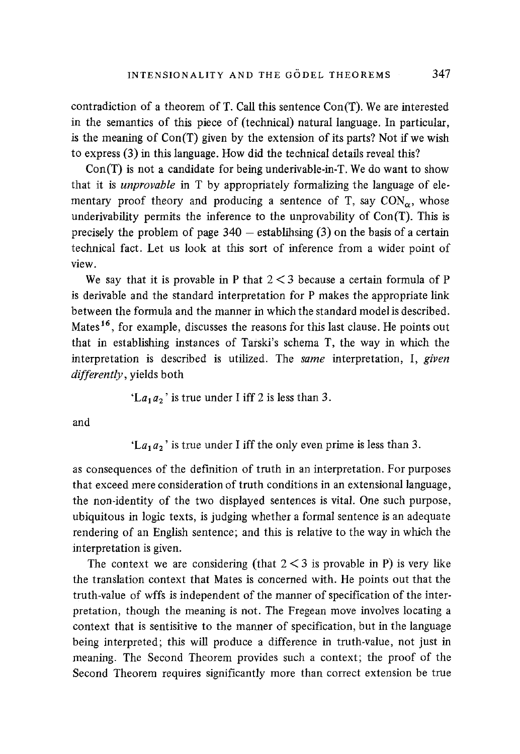contradiction of a theorem of T. Call this sentence Con(T). We are interested in the semantics of this piece of (technical) natural language. In particular, is the meaning of Con(T) given by the extension of its parts? Not if we wish to express (3) in this language. How did the technical details reveal this?

Con(T) is not a candidate for being underivable-in-T. We do want to show that it is *unprovable* in T by appropriately formalizing the language of elementary proof theory and producing a sentence of T, say $\mathrm{CON}_\alpha$, whose underivability permits the inference to the unprovability of Con(T). This is precisely the problem of page 340 – establihsing (3) on the basis of a certain technical fact. Let us look at this sort of inference from a wider point of view.

We say that it is provable in P that $2 < 3$ because a certain formula of P is derivable and the standard interpretation for P makes the appropriate link between the formula and the manner in which the standard model is described. Mates[16], for example, discusses the reasons for this last clause. He points out that in establishing instances of Tarski's schema T, the way in which the interpretation is described is utilized. The *same* interpretation, I, *given differently*, yields both

'$La_1 a_2$' is true under I iff 2 is less than 3.

and

'$La_1 a_2$' is true under I iff the only even prime is less than 3.

as consequences of the definition of truth in an interpretation. For purposes that exceed mere consideration of truth conditions in an extensional language, the non-identity of the two displayed sentences is vital. One such purpose, ubiquitous in logic texts, is judging whether a formal sentence is an adequate rendering of an English sentence; and this is relative to the way in which the interpretation is given.

The context we are considering (that $2 < 3$ is provable in P) is very like the translation context that Mates is concerned with. He points out that the truth-value of wffs is independent of the manner of specification of the interpretation, though the meaning is not. The Fregean move involves locating a context that is sentisitive to the manner of specification, but in the language being interpreted; this will produce a difference in truth-value, not just in meaning. The Second Theorem provides such a context; the proof of the Second Theorem requires significantly more than correct extension be true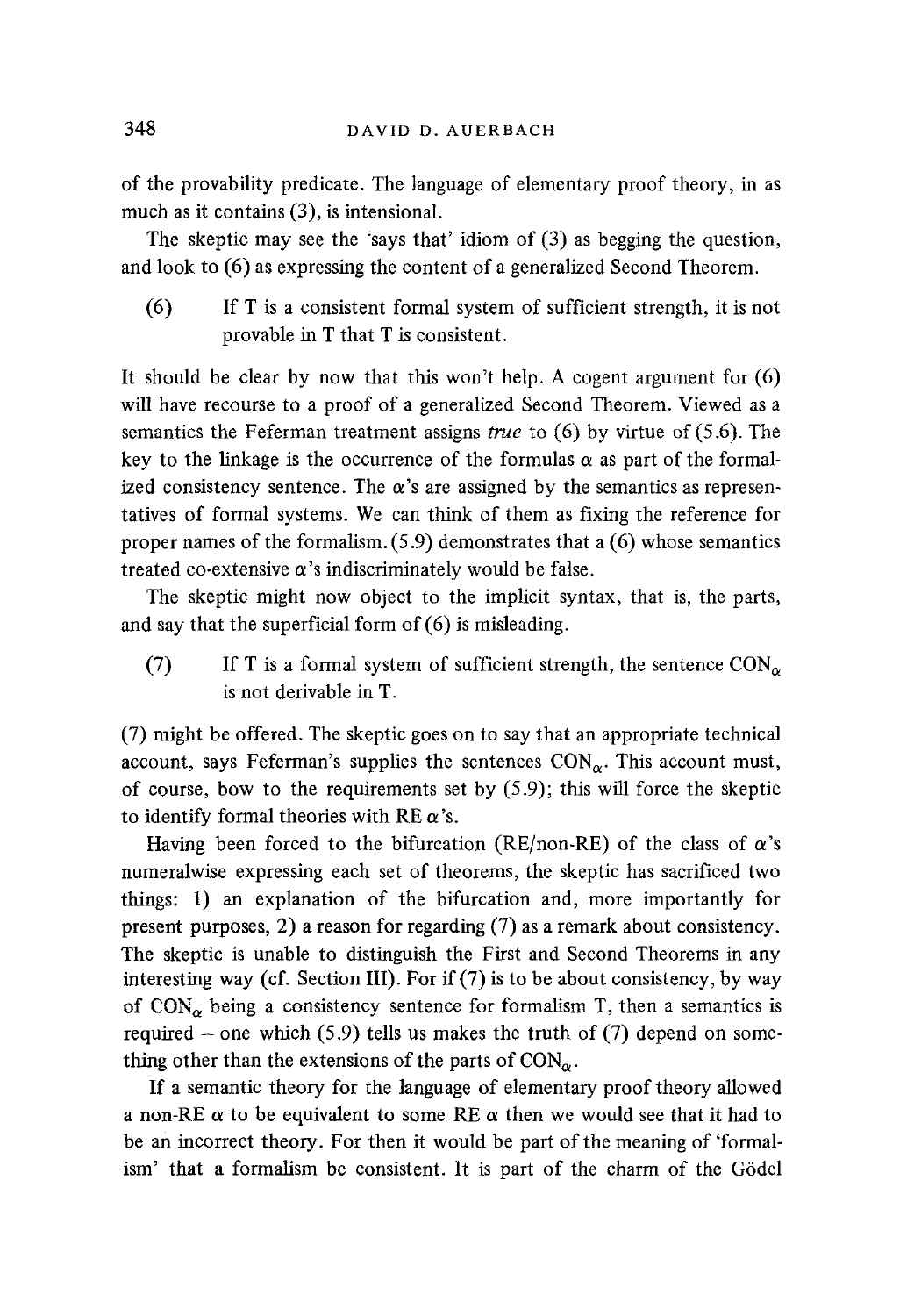of the provability predicate. The language of elementary proof theory, in as much as it contains (3), is intensional.

The skeptic may see the 'says that' idiom of (3) as begging the question, and look to (6) as expressing the content of a generalized Second Theorem.

(6) If T is a consistent formal system of sufficient strength, it is not provable in T that T is consistent.

It should be clear by now that this won't help. A cogent argument for (6) will have recourse to a proof of a generalized Second Theorem. Viewed as a semantics the Feferman treatment assigns *true* to (6) by virtue of (5.6). The key to the linkage is the occurrence of the formulas $\alpha$ as part of the formalized consistency sentence. The $\alpha$'s are assigned by the semantics as representatives of formal systems. We can think of them as fixing the reference for proper names of the formalism. (5.9) demonstrates that a (6) whose semantics treated co-extensive $\alpha$'s indiscriminately would be false.

The skeptic might now object to the implicit syntax, that is, the parts, and say that the superficial form of (6) is misleading.

(7) If T is a formal system of sufficient strength, the sentence $\mathrm{CON}_\alpha$ is not derivable in T.

(7) might be offered. The skeptic goes on to say that an appropriate technical account, says Feferman's supplies the sentences $\mathrm{CON}_\alpha$. This account must, of course, bow to the requirements set by (5.9); this will force the skeptic to identify formal theories with RE $\alpha$'s.

Having been forced to the bifurcation (RE/non-RE) of the class of $\alpha$'s numeralwise expressing each set of theorems, the skeptic has sacrificed two things: 1) an explanation of the bifurcation and, more importantly for present purposes, 2) a reason for regarding (7) as a remark about consistency. The skeptic is unable to distinguish the First and Second Theorems in any interesting way (cf. Section III). For if (7) is to be about consistency, by way of $\mathrm{CON}_\alpha$ being a consistency sentence for formalism T, then a semantics is required – one which (5.9) tells us makes the truth of (7) depend on something other than the extensions of the parts of $\mathrm{CON}_\alpha$.

If a semantic theory for the language of elementary proof theory allowed a non-RE $\alpha$ to be equivalent to some RE $\alpha$ then we would see that it had to be an incorrect theory. For then it would be part of the meaning of 'formalism' that a formalism be consistent. It is part of the charm of the Gödel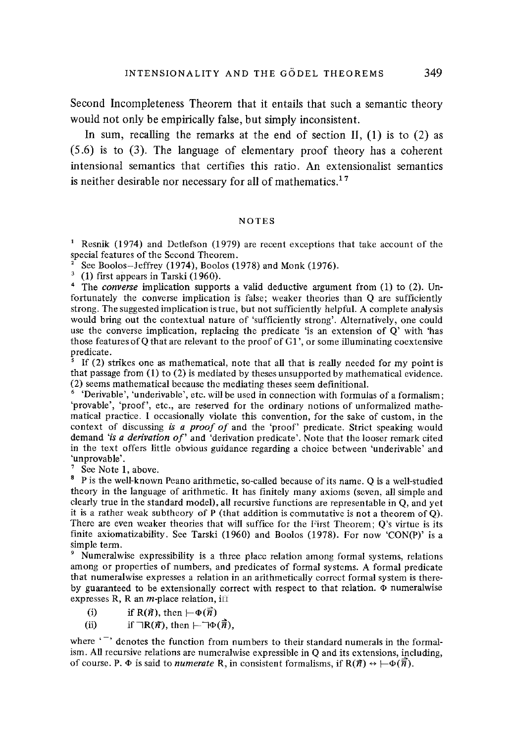Second Incompleteness Theorem that it entails that such a semantic theory would not only be empirically false, but simply inconsistent.

In sum, recalling the remarks at the end of section II, (1) is to (2) as (5.6) is to (3). The language of elementary proof theory has a coherent intensional semantics that certifies this ratio. An extensionalist semantics is neither desirable nor necessary for all of mathematics.[17]

## NOTES

[1] Resnik (1974) and Detlefson (1979) are recent exceptions that take account of the special features of the Second Theorem.

[2] See Boolos–Jeffrey (1974), Boolos (1978) and Monk (1976).

[3] (1) first appears in Tarski (1960).

[4] The *converse* implication supports a valid deductive argument from (1) to (2). Unfortunately the converse implication is false; weaker theories than Q are sufficiently strong. The suggested implication is true, but not sufficiently helpful. A complete analysis would bring out the contextual nature of 'sufficiently strong'. Alternatively, one could use the converse implication, replacing the predicate 'is an extension of Q' with 'has those features of Q that are relevant to the proof of G1', or some illuminating coextensive predicate.

[5] If (2) strikes one as mathematical, note that all that is really needed for my point is that passage from (1) to (2) is mediated by theses unsupported by mathematical evidence. (2) seems mathematical because the mediating theses seem definitional.

[6] 'Derivable', 'underivable', etc. will be used in connection with formulas of a formalism; 'provable', 'proof', etc., are reserved for the ordinary notions of unformalized mathematical practice. I occasionally violate this convention, for the sake of custom, in the context of discussing *is a proof of* and the 'proof' predicate. Strict speaking would demand *'is a derivation of'* and 'derivation predicate'. Note that the looser remark cited in the text offers little obvious guidance regarding a choice between 'underivable' and 'unprovable'.

[7] See Note 1, above.

[8] P is the well-known Peano arithmetic, so-called because of its name. Q is a well-studied theory in the language of arithmetic. It has finitely many axioms (seven, all simple and clearly true in the standard model), all recursive functions are representable in Q, and yet it is a rather weak subtheory of P (that addition is commutative is not a theorem of Q). There are even weaker theories that will suffice for the First Theorem; Q's virtue is its finite axiomatizability. See Tarski (1960) and Boolos (1978). For now 'CON(P)' is a simple term.

[9] Numeralwise expressibility is a three place relation among formal systems, relations among or properties of numbers, and predicates of formal systems. A formal predicate that numeralwise expresses a relation in an arithmetically correct formal system is thereby guaranteed to be extensionally correct with respect to that relation. $\Phi$ numeralwise expresses R, R an $m$-place relation, iff

(i) if $R(\vec{n})$, then $\vdash \Phi(\vec{\bar{n}})$

(ii) if $\neg R(\vec{n})$, then $\vdash \neg\Phi(\vec{\bar{n}})$,

where '$^{-}$' denotes the function from numbers to their standard numerals in the formalism. All recursive relations are numeralwise expressible in Q and its extensions, including, of course. P. $\Phi$ is said to *numerate* R, in consistent formalisms, if $R(\vec{n}) \leftrightarrow \vdash \Phi(\vec{\bar{n}})$.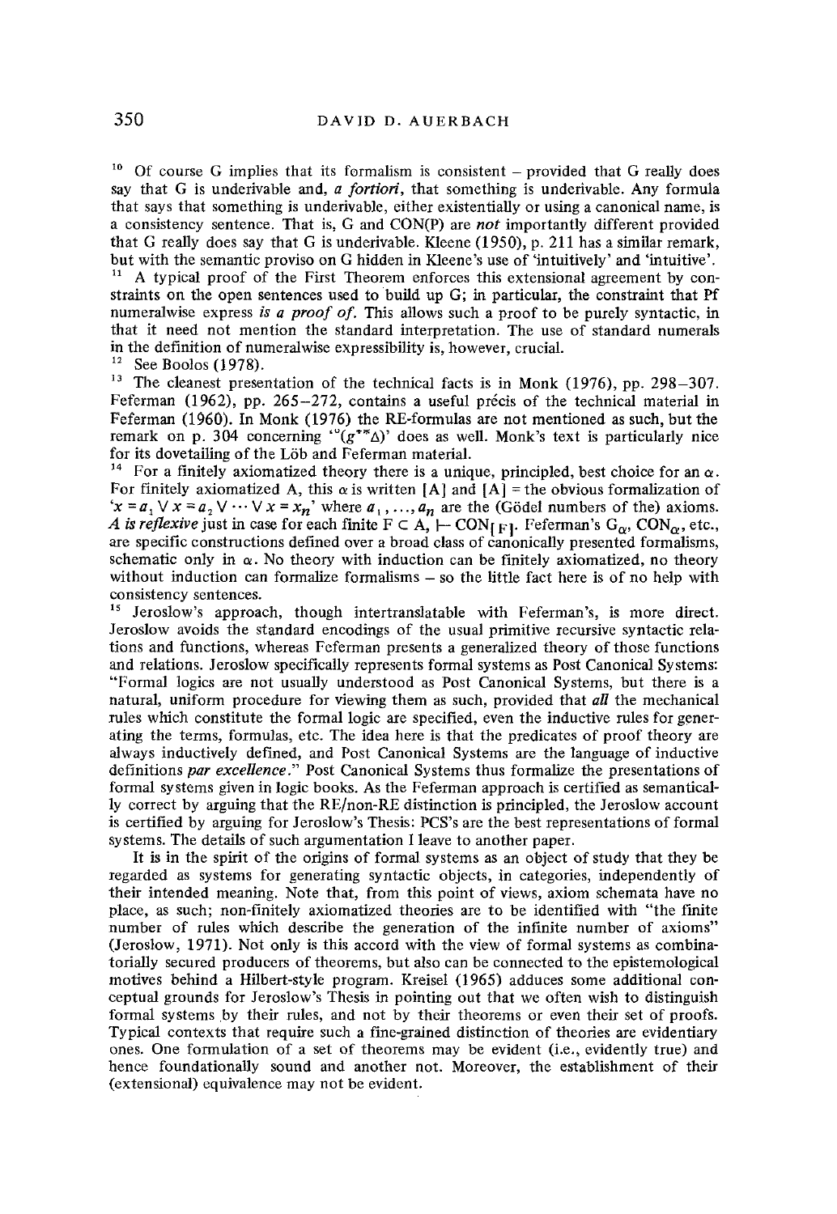[10] Of course G implies that its formalism is consistent – provided that G really does say that G is underivable and, *a fortiori*, that something is underivable. Any formula that says that something is underivable, either existentially or using a canonical name, is a consistency sentence. That is, G and CON(P) are *not* importantly different provided that G really does say that G is underivable. Kleene (1950), p. 211 has a similar remark, but with the semantic proviso on G hidden in Kleene's use of 'intuitively' and 'intuitive'.

[11] A typical proof of the First Theorem enforces this extensional agreement by constraints on the open sentences used to build up G; in particular, the constraint that Pf numeralwise express *is a proof of*. This allows such a proof to be purely syntactic, in that it need not mention the standard interpretation. The use of standard numerals in the definition of numeralwise expressibility is, however, crucial.

[12] See Boolos (1978).

[13] The cleanest presentation of the technical facts is in Monk (1976), pp. 298–307. Feferman (1962), pp. 265–272, contains a useful précis of the technical material in Feferman (1960). In Monk (1976) the RE-formulas are not mentioned as such, but the remark on p. 304 concerning '$^{\circ}(g^{+*}\Delta)$' does as well. Monk's text is particularly nice for its dovetailing of the Löb and Feferman material.

[14] For a finitely axiomatized theory there is a unique, principled, best choice for an $\alpha$. For finitely axiomatized A, this $\alpha$ is written [A] and [A] = the obvious formalization of '$x = a_1 \vee x = a_2 \vee \cdots \vee x = a_n$' where $a_1, \ldots, a_n$ are the (Gödel numbers of the) axioms. *A is reflexive* just in case for each finite $F \subset A$, $\vdash \mathrm{CON}_{[F]}$. Feferman's $G_\alpha$, $\mathrm{CON}_\alpha$, etc., are specific constructions defined over a broad class of canonically presented formalisms, schematic only in $\alpha$. No theory with induction can be finitely axiomatized, no theory without induction can formalize formalisms – so the little fact here is of no help with consistency sentences.

[15] Jeroslow's approach, though intertranslatable with Feferman's, is more direct. Jeroslow avoids the standard encodings of the usual primitive recursive syntactic relations and functions, whereas Feferman presents a generalized theory of those functions and relations. Jeroslow specifically represents formal systems as Post Canonical Systems: "Formal logics are not usually understood as Post Canonical Systems, but there is a natural, uniform procedure for viewing them as such, provided that *all* the mechanical rules which constitute the formal logic are specified, even the inductive rules for generating the terms, formulas, etc. The idea here is that the predicates of proof theory are always inductively defined, and Post Canonical Systems are the language of inductive definitions *par excellence*." Post Canonical Systems thus formalize the presentations of formal systems given in logic books. As the Feferman approach is certified as semantically correct by arguing that the RE/non-RE distinction is principled, the Jeroslow account is certified by arguing for Jeroslow's Thesis: PCS's are the best representations of formal systems. The details of such argumentation I leave to another paper.

It is in the spirit of the origins of formal systems as an object of study that they be regarded as systems for generating syntactic objects, in categories, independently of their intended meaning. Note that, from this point of views, axiom schemata have no place, as such; non-finitely axiomatized theories are to be identified with "the finite number of rules which describe the generation of the infinite number of axioms" (Jeroslow, 1971). Not only is this accord with the view of formal systems as combinatorially secured producers of theorems, but also can be connected to the epistemological motives behind a Hilbert-style program. Kreisel (1965) adduces some additional conceptual grounds for Jeroslow's Thesis in pointing out that we often wish to distinguish formal systems by their rules, and not by their theorems or even their set of proofs. Typical contexts that require such a fine-grained distinction of theories are evidentiary ones. One formulation of a set of theorems may be evident (i.e., evidently true) and hence foundationally sound and another not. Moreover, the establishment of their (extensional) equivalence may not be evident.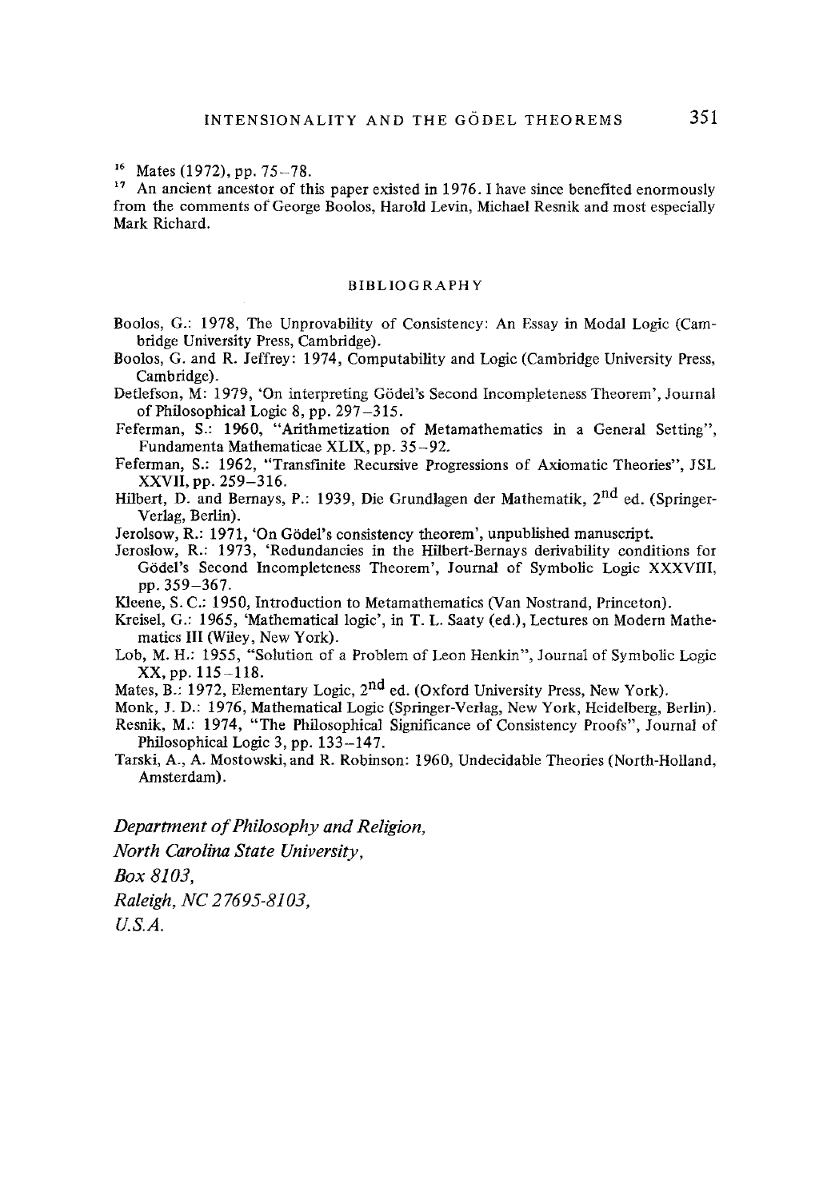[16] Mates (1972), pp. 75–78.

[17] An ancient ancestor of this paper existed in 1976. I have since benefited enormously from the comments of George Boolos, Harold Levin, Michael Resnik and most especially Mark Richard.

## BIBLIOGRAPHY

Boolos, G.: 1978, The Unprovability of Consistency: An Essay in Modal Logic (Cambridge University Press, Cambridge).

Boolos, G. and R. Jeffrey: 1974, Computability and Logic (Cambridge University Press, Cambridge).

Detlefson, M: 1979, 'On interpreting Gödel's Second Incompleteness Theorem', Journal of Philosophical Logic 8, pp. 297–315.

Feferman, S.: 1960, "Arithmetization of Metamathematics in a General Setting", Fundamenta Mathematicae XLIX, pp. 35–92.

Feferman, S.: 1962, "Transfinite Recursive Progressions of Axiomatic Theories", JSL XXVII, pp. 259–316.

Hilbert, D. and Bernays, P.: 1939, Die Grundlagen der Mathematik, 2nd ed. (Springer-Verlag, Berlin).

Jerolsow, R.: 1971, 'On Gödel's consistency theorem', unpublished manuscript.

Jeroslow, R.: 1973, 'Redundancies in the Hilbert-Bernays derivability conditions for Gödel's Second Incompleteness Theorem', Journal of Symbolic Logic XXXVIII, pp. 359–367.

Kleene, S. C.: 1950, Introduction to Metamathematics (Van Nostrand, Princeton).

Kreisel, G.: 1965, 'Mathematical logic', in T. L. Saaty (ed.), Lectures on Modern Mathematics III (Wiley, New York).

Lob, M. H.: 1955, "Solution of a Problem of Leon Henkin", Journal of Symbolic Logic XX, pp. 115–118.

Mates, B.: 1972, Elementary Logic, 2nd ed. (Oxford University Press, New York).

Monk, J. D.: 1976, Mathematical Logic (Springer-Verlag, New York, Heidelberg, Berlin).

Resnik, M.: 1974, "The Philosophical Significance of Consistency Proofs", Journal of Philosophical Logic 3, pp. 133–147.

Tarski, A., A. Mostowski, and R. Robinson: 1960, Undecidable Theories (North-Holland, Amsterdam).

*Department of Philosophy and Religion,*
*North Carolina State University,*
*Box 8103,*
*Raleigh, NC 27695-8103,*
*U.S.A.*